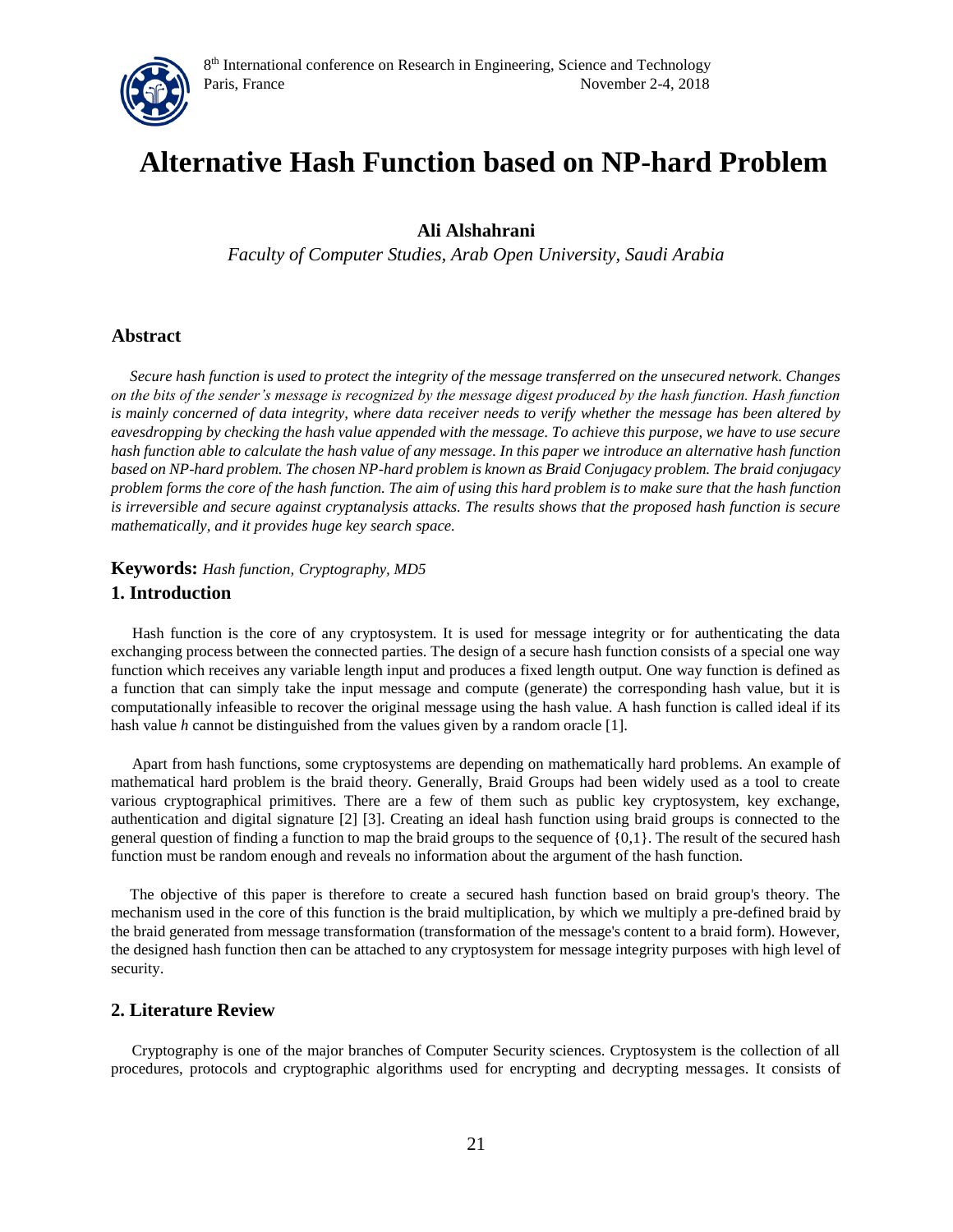# Alternative Hash Function based on NP-hard Problem

**Ali Alshahrani**

*Faculty of Computer Studies, Arab Open University, Saudi Arabia*

## Abstract

*Secure hash function is used to protect the integrity of the message transferred on the unsecured network. Changes on the bits of the sender's message is recognized by the message digest produced by the hash function. Hash function is mainly concerned of data integrity, where data receiver needs to verify whether the message has been altered by eavesdropping by checking the hash value appended with the message. To achieve this purpose, we have to use secure hash function able to calculate the hash value of any message. In this paper we introduce an alternative hash function based on NP-hard problem. The chosen NP-hard problem is known as Braid Conjugacy problem. The braid conjugacy problem forms the core of the hash function. The aim of using this hard problem is to make sure that the hash function is irreversible and secure against cryptanalysis attacks. The results shows that the proposed hash function is secure mathematically, and it provides huge key search space.*

**Keywords:** *Hash function, Cryptography, MD5*

## 1. Introduction

Hash function is the core of any cryptosystem. It is used for message integrity or for authenticating the data exchanging process between the connected parties. The design of a secure hash function consists of a special one way function which receives any variable length input and produces a fixed length output. One way function is defined as a function that can simply take the input message and compute (generate) the corresponding hash value, but it is computationally infeasible to recover the original message using the hash value. A hash function is called ideal if its hash value *h* cannot be distinguished from the values given by a random oracle [1].

Apart from hash functions, some cryptosystems are depending on mathematically hard problems. An example of mathematical hard problem is the braid theory. Generally, Braid Groups had been widely used as a tool to create various cryptographical primitives. There are a few of them such as public key cryptosystem, key exchange, authentication and digital signature [2] [3]. Creating an ideal hash function using braid groups is connected to the general question of finding a function to map the braid groups to the sequence of {0,1}. The result of the secured hash function must be random enough and reveals no information about the argument of the hash function.

The objective of this paper is therefore to create a secured hash function based on braid group's theory. The mechanism used in the core of this function is the braid multiplication, by which we multiply a pre-defined braid by the braid generated from message transformation (transformation of the message's content to a braid form). However, the designed hash function then can be attached to any cryptosystem for message integrity purposes with high level of security.

## 2. Literature Review

Cryptography is one of the major branches of Computer Security sciences. Cryptosystem is the collection of all procedures, protocols and cryptographic algorithms used for encrypting and decrypting messages. It consists of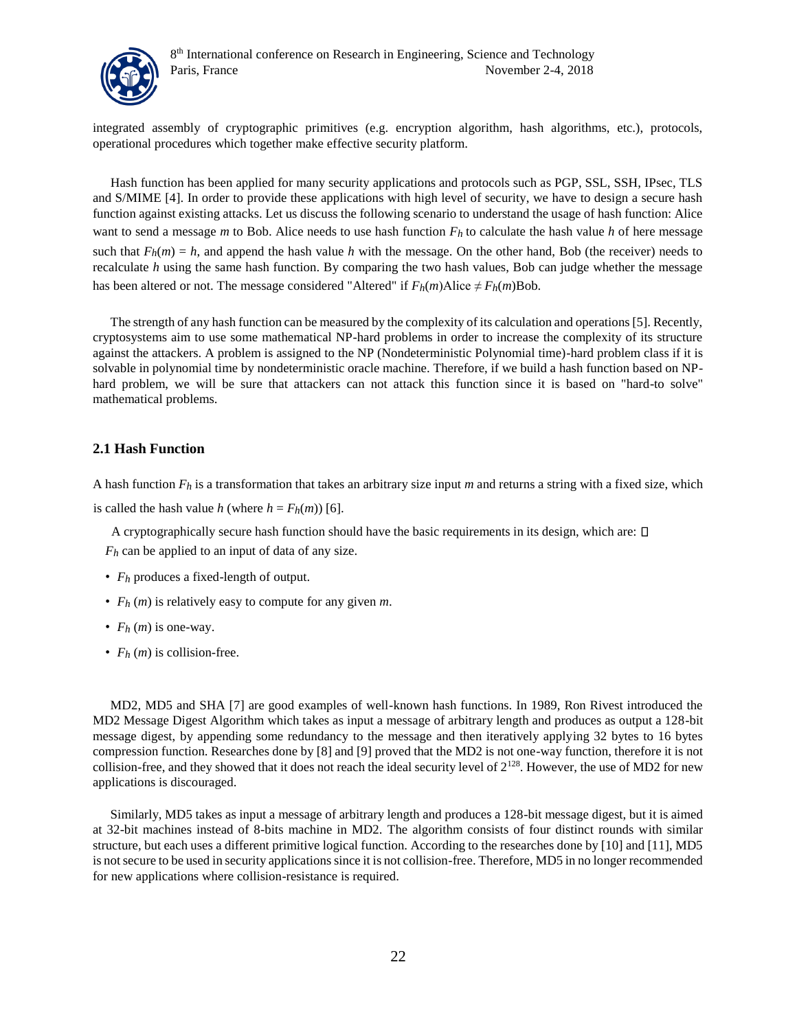integrated assembly of cryptographic primitives (e.g. encryption algorithm, hash algorithms, etc.), protocols, operational procedures which together make effective security platform.

Hash function has been applied for many security applications and protocols such as PGP, SSL, SSH, IPsec, TLS and S/MIME [4]. In order to provide these applications with high level of security, we have to design a secure hash function against existing attacks. Let us discuss the following scenario to understand the usage of hash function: Alice want to send a message *m* to Bob. Alice needs to use hash function $F_h$ to calculate the hash value *h* of here message such that $F_h(m) = h$, and append the hash value *h* with the message. On the other hand, Bob (the receiver) needs to recalculate *h* using the same hash function. By comparing the two hash values, Bob can judge whether the message has been altered or not. The message considered "Altered" if $F_h(m)\text{Alice} \neq F_h(m)\text{Bob}$.

The strength of any hash function can be measured by the complexity of its calculation and operations [5]. Recently, cryptosystems aim to use some mathematical NP-hard problems in order to increase the complexity of its structure against the attackers. A problem is assigned to the NP (Nondeterministic Polynomial time)-hard problem class if it is solvable in polynomial time by nondeterministic oracle machine. Therefore, if we build a hash function based on NP-hard problem, we will be sure that attackers can not attack this function since it is based on "hard-to solve" mathematical problems.

## 2.1 Hash Function

A hash function $F_h$ is a transformation that takes an arbitrary size input *m* and returns a string with a fixed size, which is called the hash value *h* (where $h = F_h(m)$) [6].

A cryptographically secure hash function should have the basic requirements in its design, which are: 

- $F_h$ can be applied to an input of data of any size.
- $F_h$ produces a fixed-length of output.
- $F_h(m)$ is relatively easy to compute for any given *m*.
- $F_h(m)$ is one-way.
- $F_h(m)$ is collision-free.

MD2, MD5 and SHA [7] are good examples of well-known hash functions. In 1989, Ron Rivest introduced the MD2 Message Digest Algorithm which takes as input a message of arbitrary length and produces as output a 128-bit message digest, by appending some redundancy to the message and then iteratively applying 32 bytes to 16 bytes compression function. Researches done by [8] and [9] proved that the MD2 is not one-way function, therefore it is not collision-free, and they showed that it does not reach the ideal security level of $2^{128}$. However, the use of MD2 for new applications is discouraged.

Similarly, MD5 takes as input a message of arbitrary length and produces a 128-bit message digest, but it is aimed at 32-bit machines instead of 8-bits machine in MD2. The algorithm consists of four distinct rounds with similar structure, but each uses a different primitive logical function. According to the researches done by [10] and [11], MD5 is not secure to be used in security applications since it is not collision-free. Therefore, MD5 in no longer recommended for new applications where collision-resistance is required.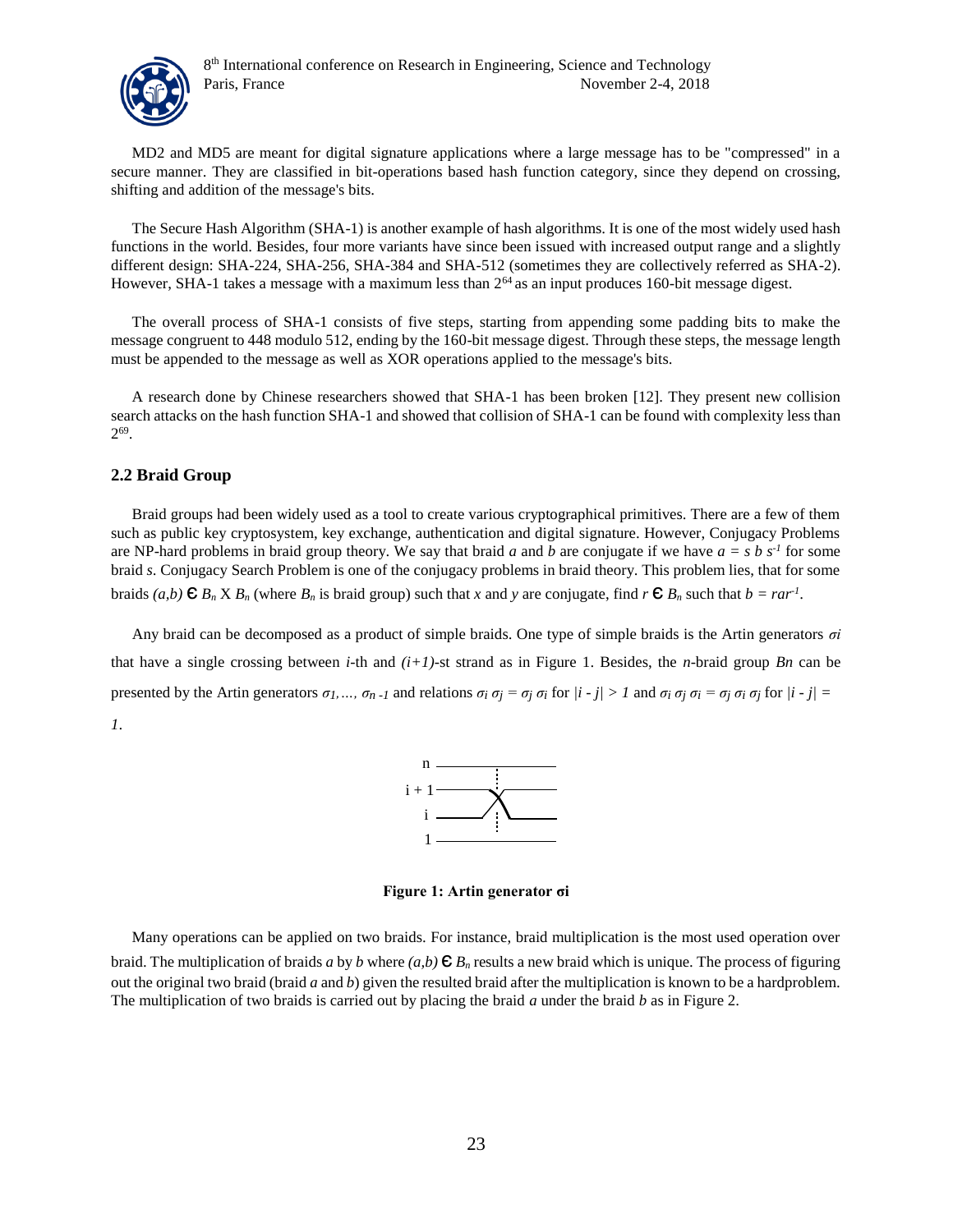MD2 and MD5 are meant for digital signature applications where a large message has to be "compressed" in a secure manner. They are classified in bit-operations based hash function category, since they depend on crossing, shifting and addition of the message's bits.

The Secure Hash Algorithm (SHA-1) is another example of hash algorithms. It is one of the most widely used hash functions in the world. Besides, four more variants have since been issued with increased output range and a slightly different design: SHA-224, SHA-256, SHA-384 and SHA-512 (sometimes they are collectively referred as SHA-2). However, SHA-1 takes a message with a maximum less than $2^{64}$ as an input produces 160-bit message digest.

The overall process of SHA-1 consists of five steps, starting from appending some padding bits to make the message congruent to 448 modulo 512, ending by the 160-bit message digest. Through these steps, the message length must be appended to the message as well as XOR operations applied to the message's bits.

A research done by Chinese researchers showed that SHA-1 has been broken [12]. They present new collision search attacks on the hash function SHA-1 and showed that collision of SHA-1 can be found with complexity less than $2^{69}$.

### 2.2 Braid Group

Braid groups had been widely used as a tool to create various cryptographical primitives. There are a few of them such as public key cryptosystem, key exchange, authentication and digital signature. However, Conjugacy Problems are NP-hard problems in braid group theory. We say that braid $a$ and $b$ are conjugate if we have $a = s\,b\,s^{-1}$ for some braid $s$. Conjugacy Search Problem is one of the conjugacy problems in braid theory. This problem lies, that for some braids $(a,b) \in B_n \times B_n$ (where $B_n$ is braid group) such that $x$ and $y$ are conjugate, find $r \in B_n$ such that $b = rar^{-1}$.

Any braid can be decomposed as a product of simple braids. One type of simple braids is the Artin generators $\sigma i$ that have a single crossing between $i$-th and $(i+1)$-st strand as in Figure 1. Besides, the $n$-braid group $Bn$ can be presented by the Artin generators $\sigma_1, \ldots, \sigma_{n-1}$ and relations $\sigma_i\,\sigma_j = \sigma_j\,\sigma_i$ for $|i - j| > 1$ and $\sigma_i\,\sigma_j\,\sigma_i = \sigma_j\,\sigma_i\,\sigma_j$ for $|i - j| = 1$.

**Figure 1: Artin generator σi**

Many operations can be applied on two braids. For instance, braid multiplication is the most used operation over braid. The multiplication of braids $a$ by $b$ where $(a,b) \in B_n$ results a new braid which is unique. The process of figuring out the original two braid (braid $a$ and $b$) given the resulted braid after the multiplication is known to be a hardproblem. The multiplication of two braids is carried out by placing the braid $a$ under the braid $b$ as in Figure 2.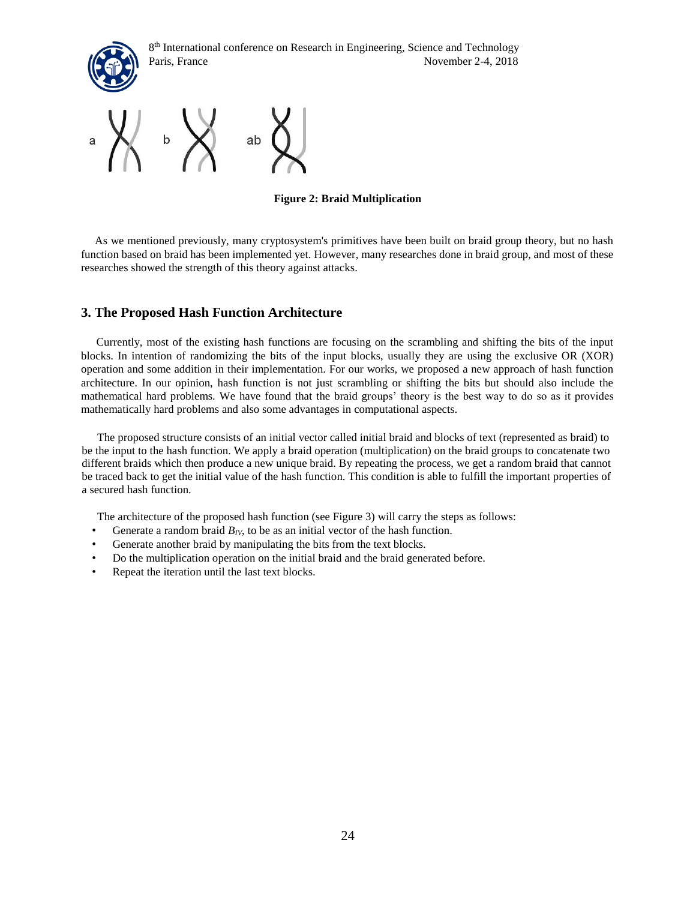**Figure 2: Braid Multiplication**

As we mentioned previously, many cryptosystem's primitives have been built on braid group theory, but no hash function based on braid has been implemented yet. However, many researches done in braid group, and most of these researches showed the strength of this theory against attacks.

## 3. The Proposed Hash Function Architecture

Currently, most of the existing hash functions are focusing on the scrambling and shifting the bits of the input blocks. In intention of randomizing the bits of the input blocks, usually they are using the exclusive OR (XOR) operation and some addition in their implementation. For our works, we proposed a new approach of hash function architecture. In our opinion, hash function is not just scrambling or shifting the bits but should also include the mathematical hard problems. We have found that the braid groups' theory is the best way to do so as it provides mathematically hard problems and also some advantages in computational aspects.

The proposed structure consists of an initial vector called initial braid and blocks of text (represented as braid) to be the input to the hash function. We apply a braid operation (multiplication) on the braid groups to concatenate two different braids which then produce a new unique braid. By repeating the process, we get a random braid that cannot be traced back to get the initial value of the hash function. This condition is able to fulfill the important properties of a secured hash function.

The architecture of the proposed hash function (see Figure 3) will carry the steps as follows:

- Generate a random braid $B_{IV}$, to be as an initial vector of the hash function.
- Generate another braid by manipulating the bits from the text blocks.
- Do the multiplication operation on the initial braid and the braid generated before.
- Repeat the iteration until the last text blocks.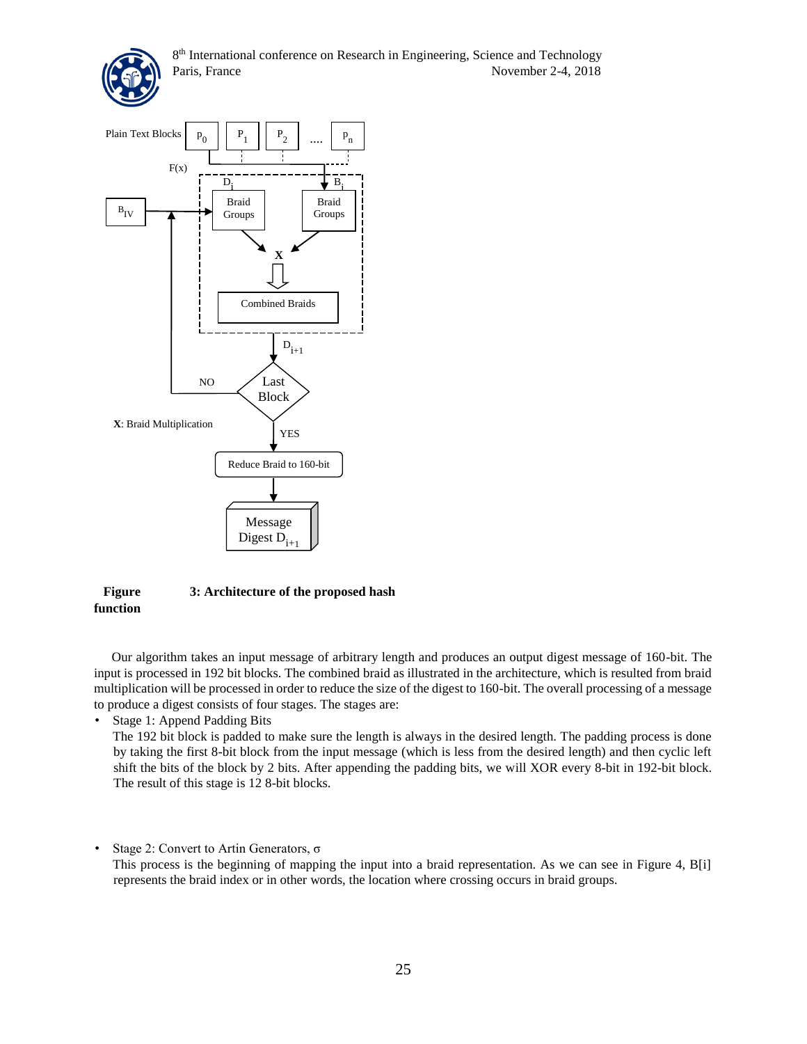**Figure 3: Architecture of the proposed hash function**

Our algorithm takes an input message of arbitrary length and produces an output digest message of 160-bit. The input is processed in 192 bit blocks. The combined braid as illustrated in the architecture, which is resulted from braid multiplication will be processed in order to reduce the size of the digest to 160-bit. The overall processing of a message to produce a digest consists of four stages. The stages are:

- Stage 1: Append Padding Bits
  The 192 bit block is padded to make sure the length is always in the desired length. The padding process is done by taking the first 8-bit block from the input message (which is less from the desired length) and then cyclic left shift the bits of the block by 2 bits. After appending the padding bits, we will XOR every 8-bit in 192-bit block. The result of this stage is 12 8-bit blocks.

- Stage 2: Convert to Artin Generators, $\sigma$
  This process is the beginning of mapping the input into a braid representation. As we can see in Figure 4, B[i] represents the braid index or in other words, the location where crossing occurs in braid groups.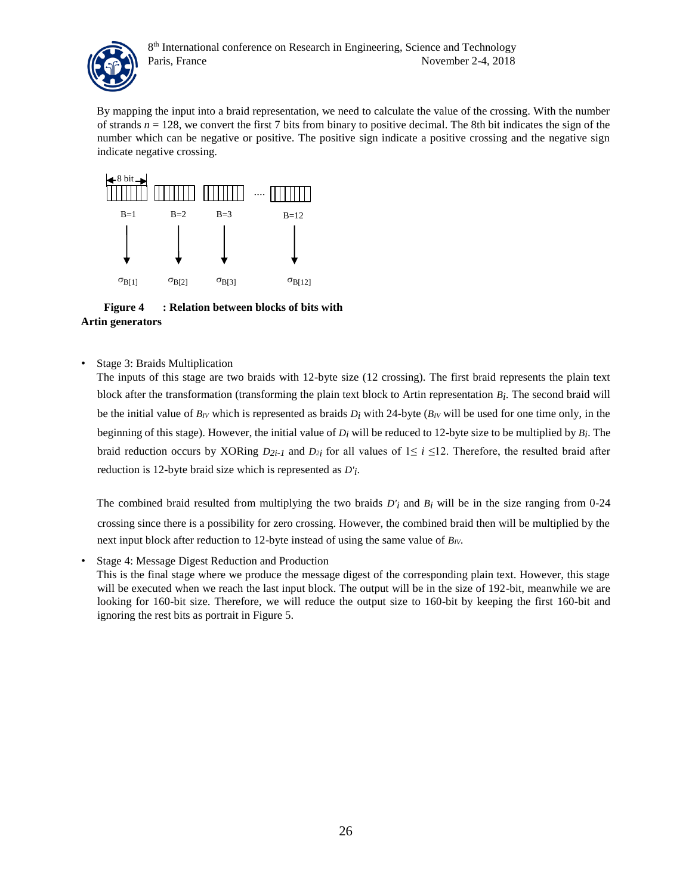By mapping the input into a braid representation, we need to calculate the value of the crossing. With the number of strands $n = 128$, we convert the first 7 bits from binary to positive decimal. The 8th bit indicates the sign of the number which can be negative or positive. The positive sign indicate a positive crossing and the negative sign indicate negative crossing.

8 bit

B=1 B=2 B=3 .... B=12

$\sigma_{B[1]}$ $\sigma_{B[2]}$ $\sigma_{B[3]}$ $\sigma_{B[12]}$

**Figure 4 : Relation between blocks of bits with Artin generators**

- Stage 3: Braids Multiplication
  The inputs of this stage are two braids with 12-byte size (12 crossing). The first braid represents the plain text block after the transformation (transforming the plain text block to Artin representation $B_i$. The second braid will be the initial value of $B_{IV}$ which is represented as braids $D_i$ with 24-byte ($B_{IV}$ will be used for one time only, in the beginning of this stage). However, the initial value of $D_i$ will be reduced to 12-byte size to be multiplied by $B_i$. The braid reduction occurs by XORing $D_{2i-1}$ and $D_{2i}$ for all values of $1 \leq i \leq 12$. Therefore, the resulted braid after reduction is 12-byte braid size which is represented as $D'_i$.

  The combined braid resulted from multiplying the two braids $D'_i$ and $B_i$ will be in the size ranging from 0-24 crossing since there is a possibility for zero crossing. However, the combined braid then will be multiplied by the next input block after reduction to 12-byte instead of using the same value of $B_{IV}$.

- Stage 4: Message Digest Reduction and Production
  This is the final stage where we produce the message digest of the corresponding plain text. However, this stage will be executed when we reach the last input block. The output will be in the size of 192-bit, meanwhile we are looking for 160-bit size. Therefore, we will reduce the output size to 160-bit by keeping the first 160-bit and ignoring the rest bits as portrait in Figure 5.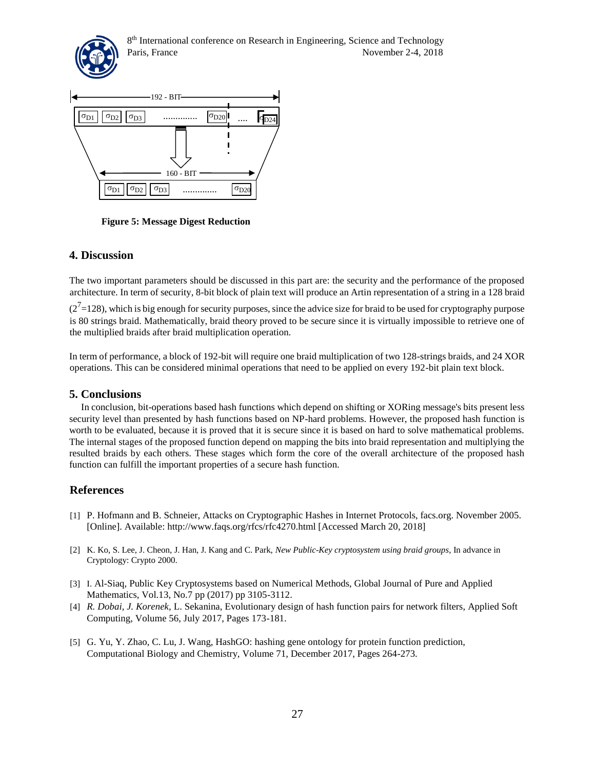**Figure 5: Message Digest Reduction**

## 4. Discussion

The two important parameters should be discussed in this part are: the security and the performance of the proposed architecture. In term of security, 8-bit block of plain text will produce an Artin representation of a string in a 128 braid ($2^7$=128), which is big enough for security purposes, since the advice size for braid to be used for cryptography purpose is 80 strings braid. Mathematically, braid theory proved to be secure since it is virtually impossible to retrieve one of the multiplied braids after braid multiplication operation.

In term of performance, a block of 192-bit will require one braid multiplication of two 128-strings braids, and 24 XOR operations. This can be considered minimal operations that need to be applied on every 192-bit plain text block.

## 5. Conclusions

In conclusion, bit-operations based hash functions which depend on shifting or XORing message's bits present less security level than presented by hash functions based on NP-hard problems. However, the proposed hash function is worth to be evaluated, because it is proved that it is secure since it is based on hard to solve mathematical problems. The internal stages of the proposed function depend on mapping the bits into braid representation and multiplying the resulted braids by each others. These stages which form the core of the overall architecture of the proposed hash function can fulfill the important properties of a secure hash function.

## References

[1] P. Hofmann and B. Schneier, Attacks on Cryptographic Hashes in Internet Protocols, facs.org. November 2005. [Online]. Available: http://www.faqs.org/rfcs/rfc4270.html [Accessed March 20, 2018]

[2] K. Ko, S. Lee, J. Cheon, J. Han, J. Kang and C. Park, *New Public-Key cryptosystem using braid groups*, In advance in Cryptology: Crypto 2000.

[3] I. Al-Siaq, Public Key Cryptosystems based on Numerical Methods, Global Journal of Pure and Applied Mathematics, Vol.13, No.7 pp (2017) pp 3105-3112.

[4] *R. Dobai, J. Korenek*, L. Sekanina, Evolutionary design of hash function pairs for network filters, Applied Soft Computing, Volume 56, July 2017, Pages 173-181.

[5] G. Yu, Y. Zhao, C. Lu, J. Wang, HashGO: hashing gene ontology for protein function prediction, Computational Biology and Chemistry, Volume 71, December 2017, Pages 264-273.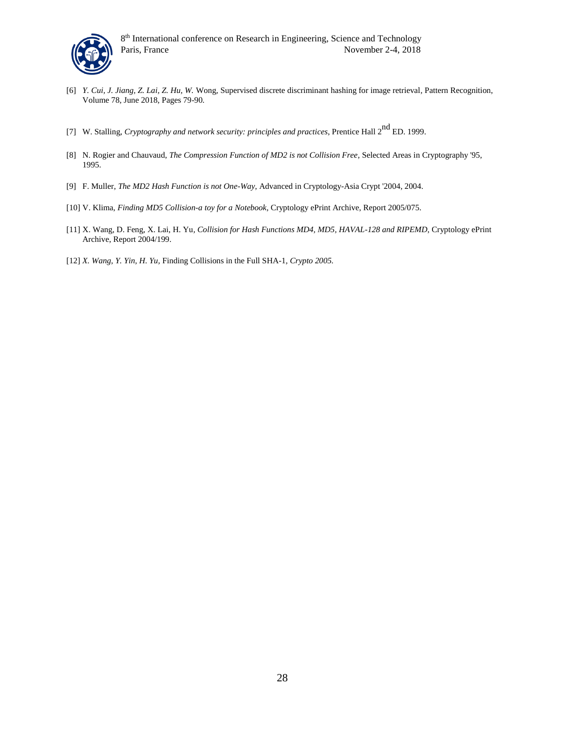[6] *Y. Cui, J. Jiang, Z. Lai, Z. Hu, W.* Wong, Supervised discrete discriminant hashing for image retrieval, Pattern Recognition, Volume 78, June 2018, Pages 79-90.

[7] W. Stalling, *Cryptography and network security: principles and practices*, Prentice Hall 2nd ED. 1999.

[8] N. Rogier and Chauvaud, *The Compression Function of MD2 is not Collision Free*, Selected Areas in Cryptography '95, 1995.

[9] F. Muller, *The MD2 Hash Function is not One-Way*, Advanced in Cryptology-Asia Crypt '2004, 2004.

[10] V. Klima, *Finding MD5 Collision-a toy for a Notebook*, Cryptology ePrint Archive, Report 2005/075.

[11] X. Wang, D. Feng, X. Lai, H. Yu, *Collision for Hash Functions MD4, MD5, HAVAL-128 and RIPEMD*, Cryptology ePrint Archive, Report 2004/199.

[12] *X. Wang, Y. Yin, H. Yu,* Finding Collisions in the Full SHA-1, *Crypto 2005.*